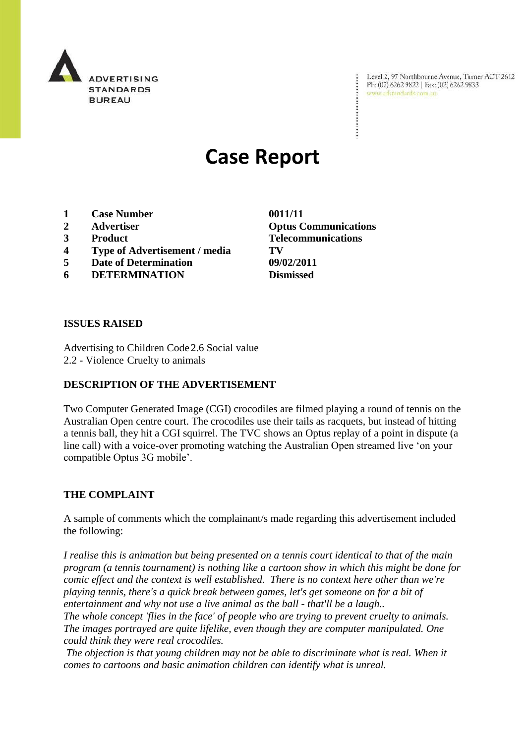ADVERTISING STANDARDS BUREAU

Level 2, 97 Northbourne Avenue, Turner ACT 2612
Ph: (02) 6262 9822 | Fax: (02) 6262 9833
www.adstandards.com.au

# Case Report

| | | |
|---|---|---|
| **1** | **Case Number** | **0011/11** |
| **2** | **Advertiser** | **Optus Communications** |
| **3** | **Product** | **Telecommunications** |
| **4** | **Type of Advertisement / media** | **TV** |
| **5** | **Date of Determination** | **09/02/2011** |
| **6** | **DETERMINATION** | **Dismissed** |

**ISSUES RAISED**

Advertising to Children Code 2.6 Social value
2.2 - Violence Cruelty to animals

**DESCRIPTION OF THE ADVERTISEMENT**

Two Computer Generated Image (CGI) crocodiles are filmed playing a round of tennis on the Australian Open centre court. The crocodiles use their tails as racquets, but instead of hitting a tennis ball, they hit a CGI squirrel. The TVC shows an Optus replay of a point in dispute (a line call) with a voice-over promoting watching the Australian Open streamed live 'on your compatible Optus 3G mobile'.

**THE COMPLAINT**

A sample of comments which the complainant/s made regarding this advertisement included the following:

*I realise this is animation but being presented on a tennis court identical to that of the main program (a tennis tournament) is nothing like a cartoon show in which this might be done for comic effect and the context is well established. There is no context here other than we're playing tennis, there's a quick break between games, let's get someone on for a bit of entertainment and why not use a live animal as the ball - that'll be a laugh..*
*The whole concept 'flies in the face' of people who are trying to prevent cruelty to animals. The images portrayed are quite lifelike, even though they are computer manipulated. One could think they were real crocodiles.*
*The objection is that young children may not be able to discriminate what is real. When it comes to cartoons and basic animation children can identify what is unreal.*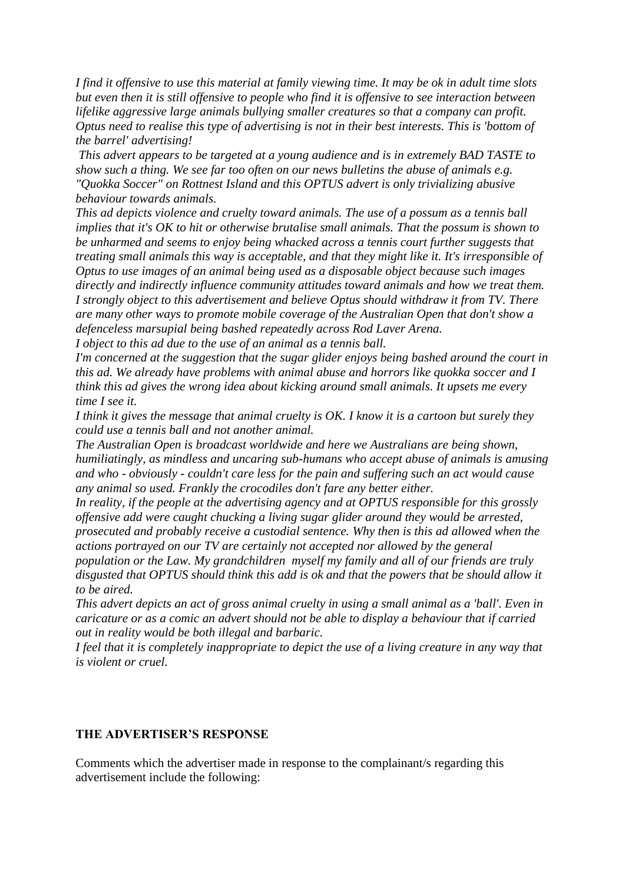*I find it offensive to use this material at family viewing time. It may be ok in adult time slots but even then it is still offensive to people who find it is offensive to see interaction between lifelike aggressive large animals bullying smaller creatures so that a company can profit. Optus need to realise this type of advertising is not in their best interests. This is 'bottom of the barrel' advertising!*

*This advert appears to be targeted at a young audience and is in extremely BAD TASTE to show such a thing. We see far too often on our news bulletins the abuse of animals e.g. "Quokka Soccer" on Rottnest Island and this OPTUS advert is only trivializing abusive behaviour towards animals.*

*This ad depicts violence and cruelty toward animals. The use of a possum as a tennis ball implies that it's OK to hit or otherwise brutalise small animals. That the possum is shown to be unharmed and seems to enjoy being whacked across a tennis court further suggests that treating small animals this way is acceptable, and that they might like it. It's irresponsible of Optus to use images of an animal being used as a disposable object because such images directly and indirectly influence community attitudes toward animals and how we treat them. I strongly object to this advertisement and believe Optus should withdraw it from TV. There are many other ways to promote mobile coverage of the Australian Open that don't show a defenceless marsupial being bashed repeatedly across Rod Laver Arena.*

*I object to this ad due to the use of an animal as a tennis ball.*

*I'm concerned at the suggestion that the sugar glider enjoys being bashed around the court in this ad. We already have problems with animal abuse and horrors like quokka soccer and I think this ad gives the wrong idea about kicking around small animals. It upsets me every time I see it.*

*I think it gives the message that animal cruelty is OK. I know it is a cartoon but surely they could use a tennis ball and not another animal.*

*The Australian Open is broadcast worldwide and here we Australians are being shown, humiliatingly, as mindless and uncaring sub-humans who accept abuse of animals is amusing and who - obviously - couldn't care less for the pain and suffering such an act would cause any animal so used. Frankly the crocodiles don't fare any better either.*

*In reality, if the people at the advertising agency and at OPTUS responsible for this grossly offensive add were caught chucking a living sugar glider around they would be arrested, prosecuted and probably receive a custodial sentence. Why then is this ad allowed when the actions portrayed on our TV are certainly not accepted nor allowed by the general population or the Law. My grandchildren myself my family and all of our friends are truly disgusted that OPTUS should think this add is ok and that the powers that be should allow it to be aired.*

*This advert depicts an act of gross animal cruelty in using a small animal as a 'ball'. Even in caricature or as a comic an advert should not be able to display a behaviour that if carried out in reality would be both illegal and barbaric.*

*I feel that it is completely inappropriate to depict the use of a living creature in any way that is violent or cruel.*

## THE ADVERTISER'S RESPONSE

Comments which the advertiser made in response to the complainant/s regarding this advertisement include the following: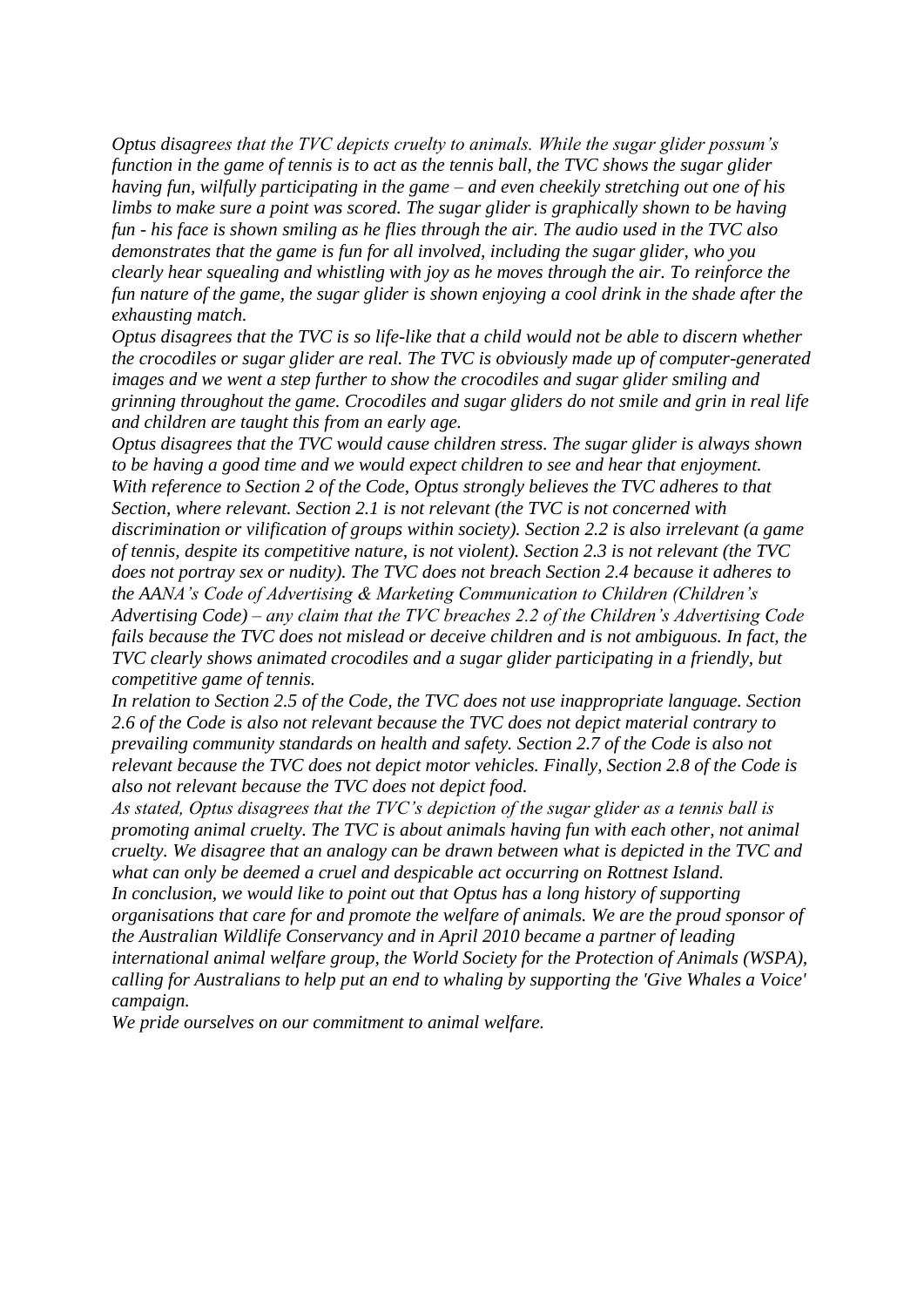*Optus disagrees that the TVC depicts cruelty to animals. While the sugar glider possum's function in the game of tennis is to act as the tennis ball, the TVC shows the sugar glider having fun, wilfully participating in the game – and even cheekily stretching out one of his limbs to make sure a point was scored. The sugar glider is graphically shown to be having fun - his face is shown smiling as he flies through the air. The audio used in the TVC also demonstrates that the game is fun for all involved, including the sugar glider, who you clearly hear squealing and whistling with joy as he moves through the air. To reinforce the fun nature of the game, the sugar glider is shown enjoying a cool drink in the shade after the exhausting match.*

*Optus disagrees that the TVC is so life-like that a child would not be able to discern whether the crocodiles or sugar glider are real. The TVC is obviously made up of computer-generated images and we went a step further to show the crocodiles and sugar glider smiling and grinning throughout the game. Crocodiles and sugar gliders do not smile and grin in real life and children are taught this from an early age.*

*Optus disagrees that the TVC would cause children stress. The sugar glider is always shown to be having a good time and we would expect children to see and hear that enjoyment.*

*With reference to Section 2 of the Code, Optus strongly believes the TVC adheres to that Section, where relevant. Section 2.1 is not relevant (the TVC is not concerned with discrimination or vilification of groups within society). Section 2.2 is also irrelevant (a game of tennis, despite its competitive nature, is not violent). Section 2.3 is not relevant (the TVC does not portray sex or nudity). The TVC does not breach Section 2.4 because it adheres to the AANA's Code of Advertising & Marketing Communication to Children (Children's Advertising Code) – any claim that the TVC breaches 2.2 of the Children's Advertising Code fails because the TVC does not mislead or deceive children and is not ambiguous. In fact, the TVC clearly shows animated crocodiles and a sugar glider participating in a friendly, but competitive game of tennis.*

*In relation to Section 2.5 of the Code, the TVC does not use inappropriate language. Section 2.6 of the Code is also not relevant because the TVC does not depict material contrary to prevailing community standards on health and safety. Section 2.7 of the Code is also not relevant because the TVC does not depict motor vehicles. Finally, Section 2.8 of the Code is also not relevant because the TVC does not depict food.*

*As stated, Optus disagrees that the TVC's depiction of the sugar glider as a tennis ball is promoting animal cruelty. The TVC is about animals having fun with each other, not animal cruelty. We disagree that an analogy can be drawn between what is depicted in the TVC and what can only be deemed a cruel and despicable act occurring on Rottnest Island.*

*In conclusion, we would like to point out that Optus has a long history of supporting organisations that care for and promote the welfare of animals. We are the proud sponsor of the Australian Wildlife Conservancy and in April 2010 became a partner of leading international animal welfare group, the World Society for the Protection of Animals (WSPA), calling for Australians to help put an end to whaling by supporting the 'Give Whales a Voice' campaign.*

*We pride ourselves on our commitment to animal welfare.*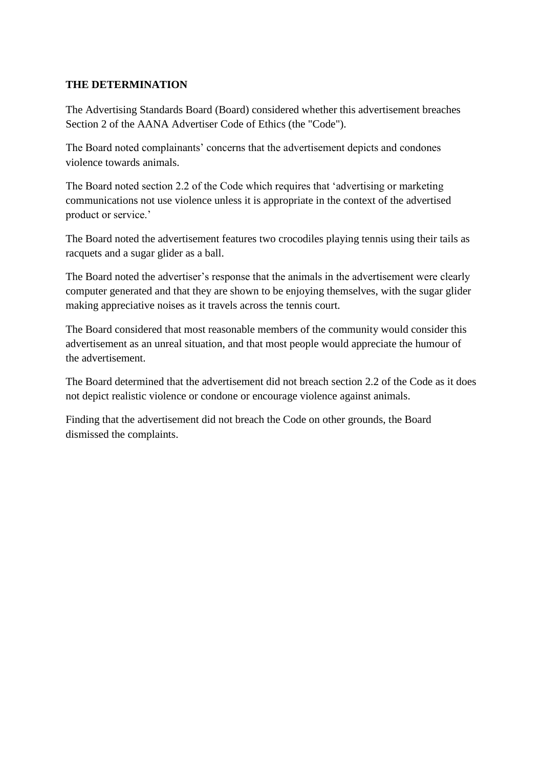**THE DETERMINATION**

The Advertising Standards Board (Board) considered whether this advertisement breaches Section 2 of the AANA Advertiser Code of Ethics (the "Code").

The Board noted complainants' concerns that the advertisement depicts and condones violence towards animals.

The Board noted section 2.2 of the Code which requires that 'advertising or marketing communications not use violence unless it is appropriate in the context of the advertised product or service.'

The Board noted the advertisement features two crocodiles playing tennis using their tails as racquets and a sugar glider as a ball.

The Board noted the advertiser's response that the animals in the advertisement were clearly computer generated and that they are shown to be enjoying themselves, with the sugar glider making appreciative noises as it travels across the tennis court.

The Board considered that most reasonable members of the community would consider this advertisement as an unreal situation, and that most people would appreciate the humour of the advertisement.

The Board determined that the advertisement did not breach section 2.2 of the Code as it does not depict realistic violence or condone or encourage violence against animals.

Finding that the advertisement did not breach the Code on other grounds, the Board dismissed the complaints.